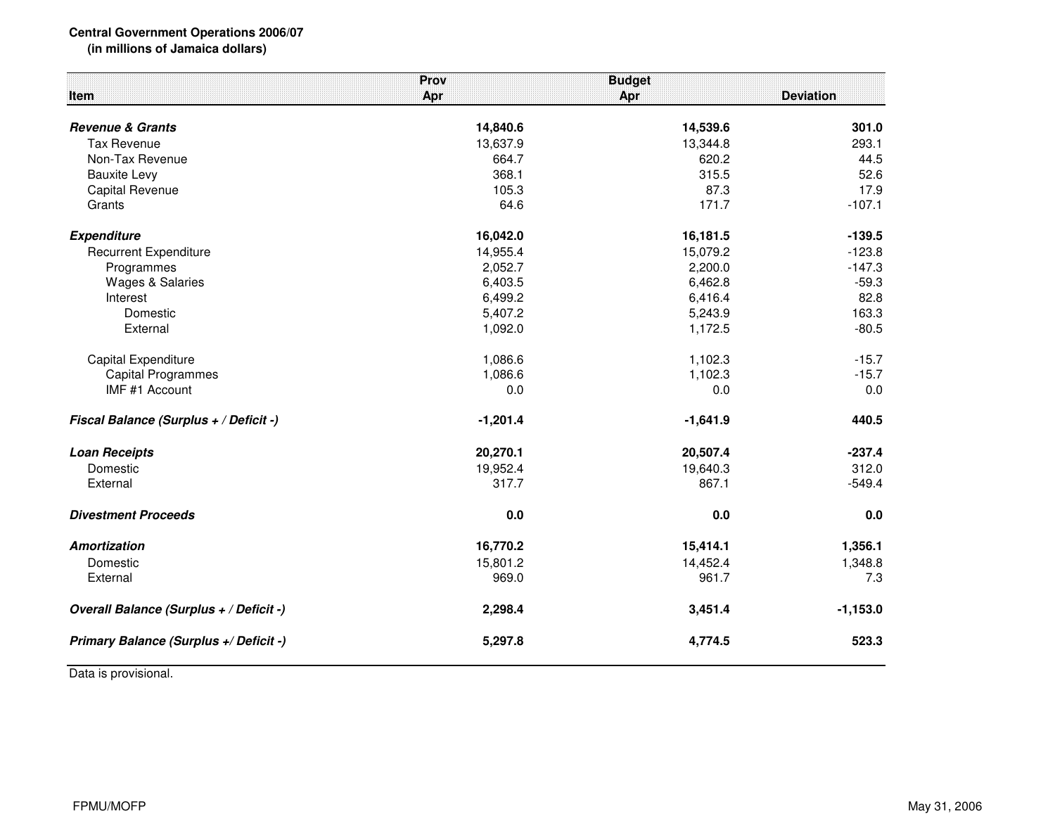**Central Government Operations 2006/07**
**(in millions of Jamaica dollars)**

| Item | Prov Apr | Budget Apr | Deviation |
|---|---|---|---|
| ***Revenue & Grants*** | **14,840.6** | **14,539.6** | **301.0** |
| Tax Revenue | 13,637.9 | 13,344.8 | 293.1 |
| Non-Tax Revenue | 664.7 | 620.2 | 44.5 |
| Bauxite Levy | 368.1 | 315.5 | 52.6 |
| Capital Revenue | 105.3 | 87.3 | 17.9 |
| Grants | 64.6 | 171.7 | -107.1 |
| ***Expenditure*** | **16,042.0** | **16,181.5** | **-139.5** |
| Recurrent Expenditure | 14,955.4 | 15,079.2 | -123.8 |
| Programmes | 2,052.7 | 2,200.0 | -147.3 |
| Wages & Salaries | 6,403.5 | 6,462.8 | -59.3 |
| Interest | 6,499.2 | 6,416.4 | 82.8 |
| Domestic | 5,407.2 | 5,243.9 | 163.3 |
| External | 1,092.0 | 1,172.5 | -80.5 |
| Capital Expenditure | 1,086.6 | 1,102.3 | -15.7 |
| Capital Programmes | 1,086.6 | 1,102.3 | -15.7 |
| IMF #1 Account | 0.0 | 0.0 | 0.0 |
| ***Fiscal Balance (Surplus + / Deficit -)*** | **-1,201.4** | **-1,641.9** | **440.5** |
| ***Loan Receipts*** | **20,270.1** | **20,507.4** | **-237.4** |
| Domestic | 19,952.4 | 19,640.3 | 312.0 |
| External | 317.7 | 867.1 | -549.4 |
| ***Divestment Proceeds*** | **0.0** | **0.0** | **0.0** |
| ***Amortization*** | **16,770.2** | **15,414.1** | **1,356.1** |
| Domestic | 15,801.2 | 14,452.4 | 1,348.8 |
| External | 969.0 | 961.7 | 7.3 |
| ***Overall Balance (Surplus + / Deficit -)*** | **2,298.4** | **3,451.4** | **-1,153.0** |
| ***Primary Balance (Surplus +/ Deficit -)*** | **5,297.8** | **4,774.5** | **523.3** |

Data is provisional.

FPMU/MOFP

May 31, 2006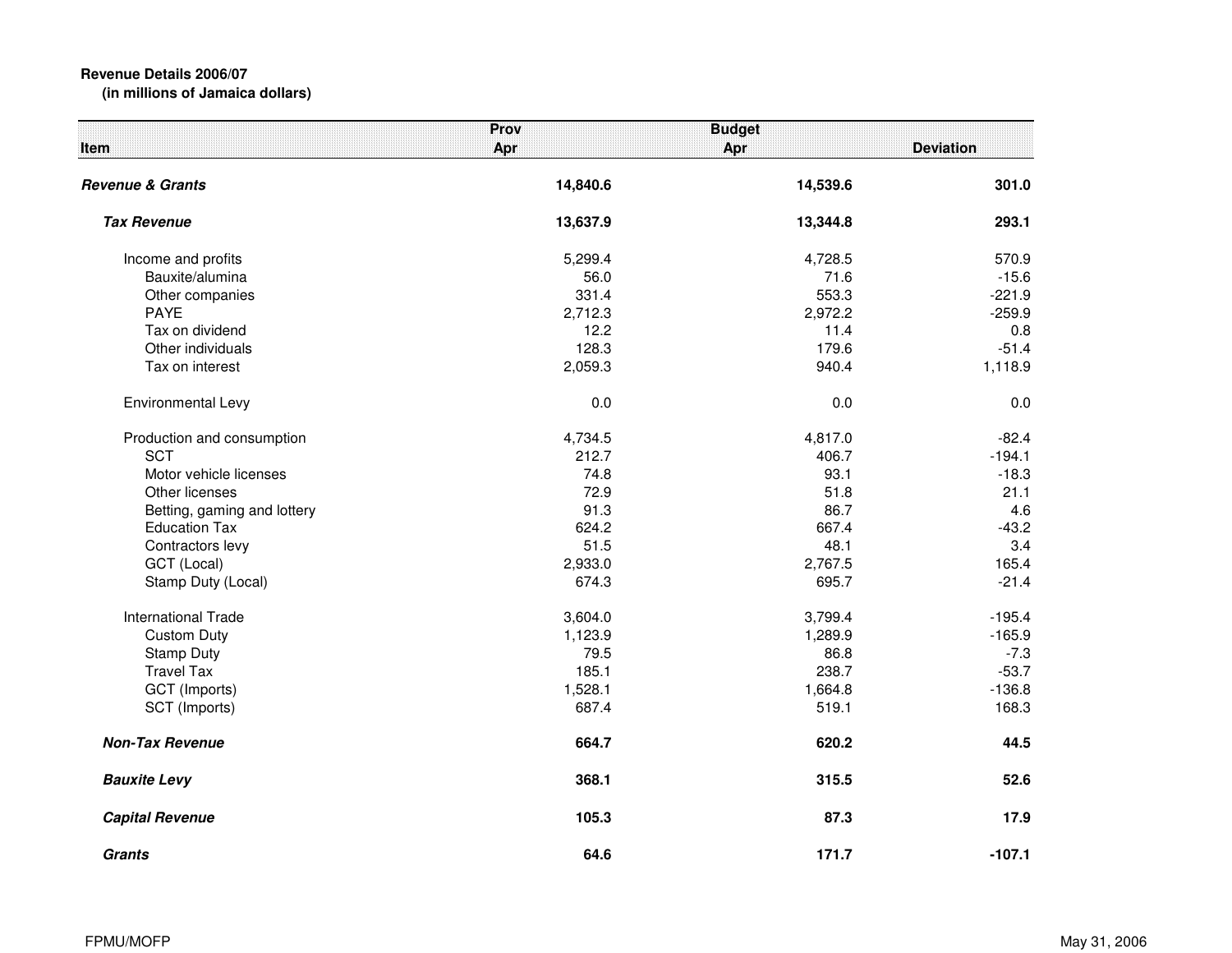**Revenue Details 2006/07**
**(in millions of Jamaica dollars)**

| Item | Prov Apr | Budget Apr | Deviation |
|---|---|---|---|
| ***Revenue & Grants*** | **14,840.6** | **14,539.6** | **301.0** |
| ***Tax Revenue*** | **13,637.9** | **13,344.8** | **293.1** |
| Income and profits | 5,299.4 | 4,728.5 | 570.9 |
| Bauxite/alumina | 56.0 | 71.6 | -15.6 |
| Other companies | 331.4 | 553.3 | -221.9 |
| PAYE | 2,712.3 | 2,972.2 | -259.9 |
| Tax on dividend | 12.2 | 11.4 | 0.8 |
| Other individuals | 128.3 | 179.6 | -51.4 |
| Tax on interest | 2,059.3 | 940.4 | 1,118.9 |
| Environmental Levy | 0.0 | 0.0 | 0.0 |
| Production and consumption | 4,734.5 | 4,817.0 | -82.4 |
| SCT | 212.7 | 406.7 | -194.1 |
| Motor vehicle licenses | 74.8 | 93.1 | -18.3 |
| Other licenses | 72.9 | 51.8 | 21.1 |
| Betting, gaming and lottery | 91.3 | 86.7 | 4.6 |
| Education Tax | 624.2 | 667.4 | -43.2 |
| Contractors levy | 51.5 | 48.1 | 3.4 |
| GCT (Local) | 2,933.0 | 2,767.5 | 165.4 |
| Stamp Duty (Local) | 674.3 | 695.7 | -21.4 |
| International Trade | 3,604.0 | 3,799.4 | -195.4 |
| Custom Duty | 1,123.9 | 1,289.9 | -165.9 |
| Stamp Duty | 79.5 | 86.8 | -7.3 |
| Travel Tax | 185.1 | 238.7 | -53.7 |
| GCT (Imports) | 1,528.1 | 1,664.8 | -136.8 |
| SCT (Imports) | 687.4 | 519.1 | 168.3 |
| ***Non-Tax Revenue*** | **664.7** | **620.2** | **44.5** |
| ***Bauxite Levy*** | **368.1** | **315.5** | **52.6** |
| ***Capital Revenue*** | **105.3** | **87.3** | **17.9** |
| ***Grants*** | **64.6** | **171.7** | **-107.1** |

FPMU/MOFP

May 31, 2006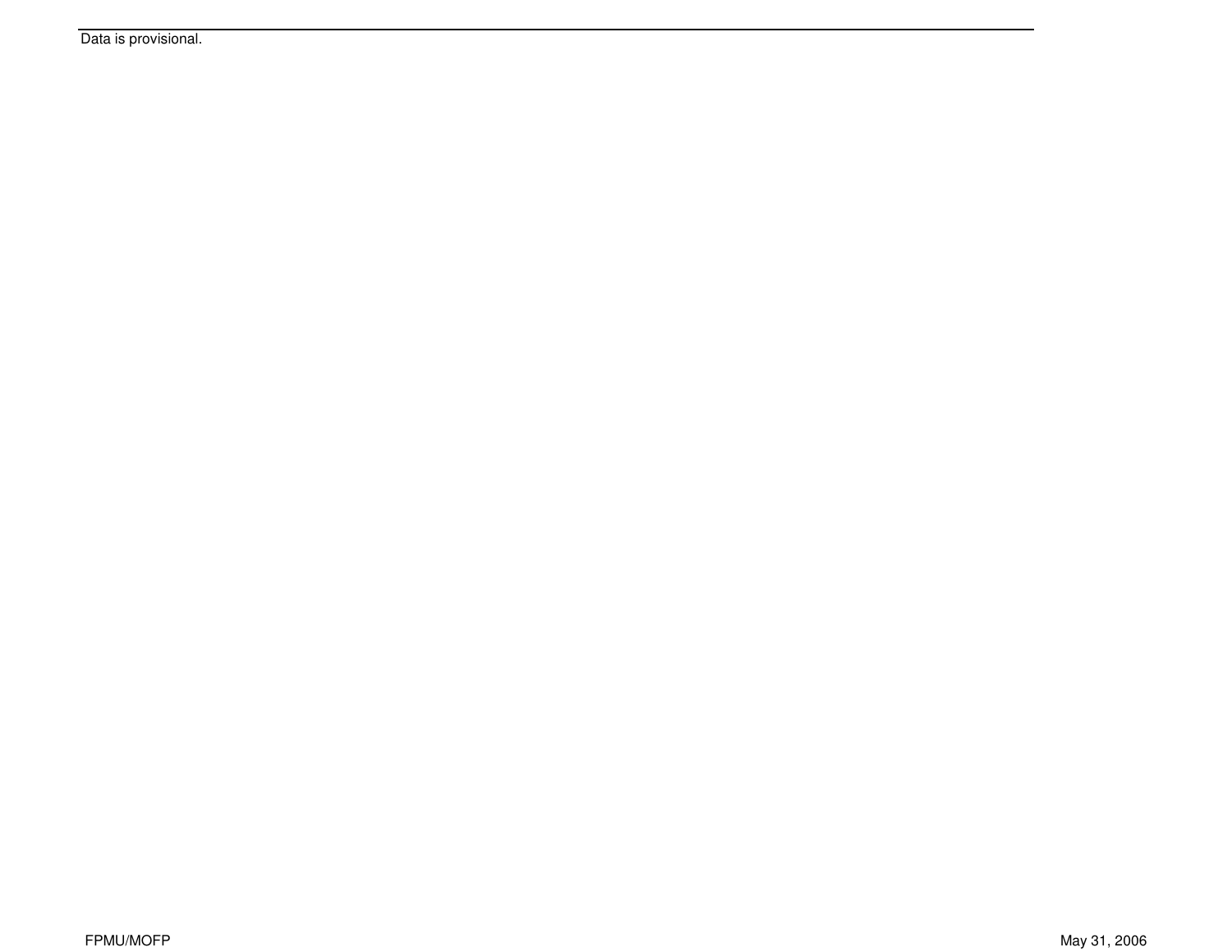Data is provisional.